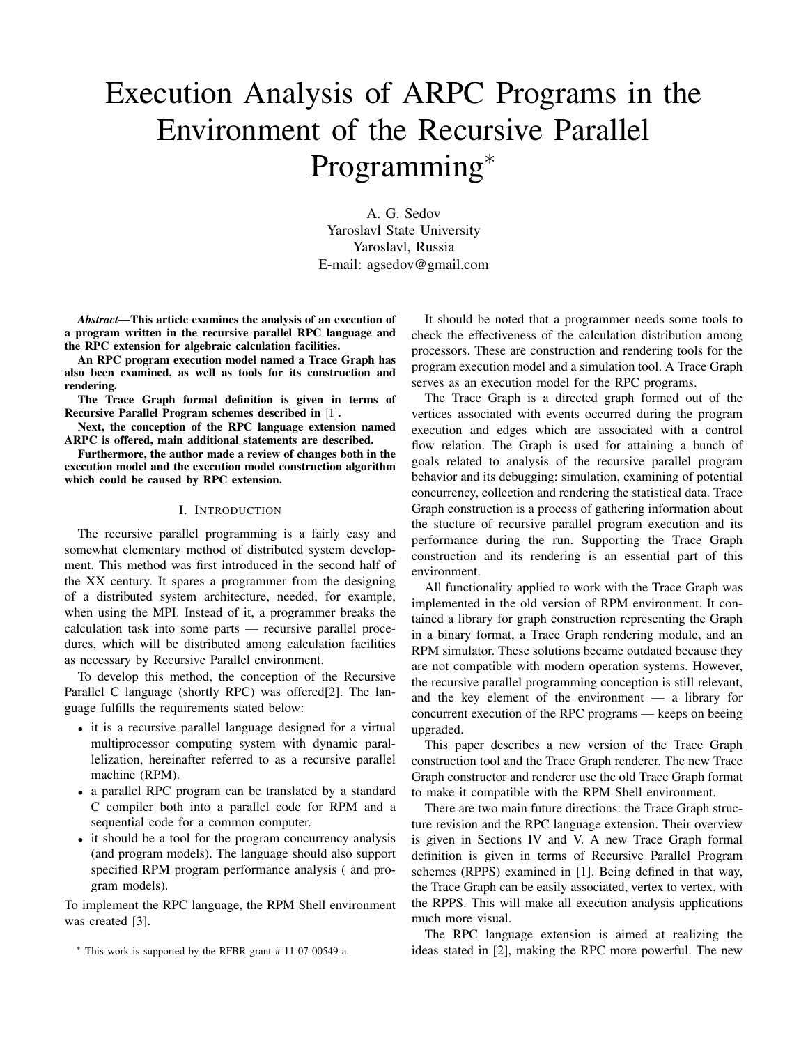# Execution Analysis of ARPC Programs in the Environment of the Recursive Parallel Programming*

A. G. Sedov
Yaroslavl State University
Yaroslavl, Russia
E-mail: agsedov@gmail.com

***Abstract*—This article examines the analysis of an execution of a program written in the recursive parallel RPC language and the RPC extension for algebraic calculation facilities.**

**An RPC program execution model named a Trace Graph has also been examined, as well as tools for its construction and rendering.**

**The Trace Graph formal definition is given in terms of Recursive Parallel Program schemes described in [1].**

**Next, the conception of the RPC language extension named ARPC is offered, main additional statements are described.**

**Furthermore, the author made a review of changes both in the execution model and the execution model construction algorithm which could be caused by RPC extension.**

## I. Introduction

The recursive parallel programming is a fairly easy and somewhat elementary method of distributed system development. This method was first introduced in the second half of the XX century. It spares a programmer from the designing of a distributed system architecture, needed, for example, when using the MPI. Instead of it, a programmer breaks the calculation task into some parts — recursive parallel procedures, which will be distributed among calculation facilities as necessary by Recursive Parallel environment.

To develop this method, the conception of the Recursive Parallel C language (shortly RPC) was offered[2]. The language fulfills the requirements stated below:

- it is a recursive parallel language designed for a virtual multiprocessor computing system with dynamic parallelization, hereinafter referred to as a recursive parallel machine (RPM).
- a parallel RPC program can be translated by a standard C compiler both into a parallel code for RPM and a sequential code for a common computer.
- it should be a tool for the program concurrency analysis (and program models). The language should also support specified RPM program performance analysis ( and program models).

To implement the RPC language, the RPM Shell environment was created [3].

It should be noted that a programmer needs some tools to check the effectiveness of the calculation distribution among processors. These are construction and rendering tools for the program execution model and a simulation tool. A Trace Graph serves as an execution model for the RPC programs.

The Trace Graph is a directed graph formed out of the vertices associated with events occurred during the program execution and edges which are associated with a control flow relation. The Graph is used for attaining a bunch of goals related to analysis of the recursive parallel program behavior and its debugging: simulation, examining of potential concurrency, collection and rendering the statistical data. Trace Graph construction is a process of gathering information about the stucture of recursive parallel program execution and its performance during the run. Supporting the Trace Graph construction and its rendering is an essential part of this environment.

All functionality applied to work with the Trace Graph was implemented in the old version of RPM environment. It contained a library for graph construction representing the Graph in a binary format, a Trace Graph rendering module, and an RPM simulator. These solutions became outdated because they are not compatible with modern operation systems. However, the recursive parallel programming conception is still relevant, and the key element of the environment — a library for concurrent execution of the RPC programs — keeps on beeing upgraded.

This paper describes a new version of the Trace Graph construction tool and the Trace Graph renderer. The new Trace Graph constructor and renderer use the old Trace Graph format to make it compatible with the RPM Shell environment.

There are two main future directions: the Trace Graph structure revision and the RPC language extension. Their overview is given in Sections IV and V. A new Trace Graph formal definition is given in terms of Recursive Parallel Program schemes (RPPS) examined in [1]. Being defined in that way, the Trace Graph can be easily associated, vertex to vertex, with the RPPS. This will make all execution analysis applications much more visual.

The RPC language extension is aimed at realizing the ideas stated in [2], making the RPC more powerful. The new

* This work is supported by the RFBR grant # 11-07-00549-a.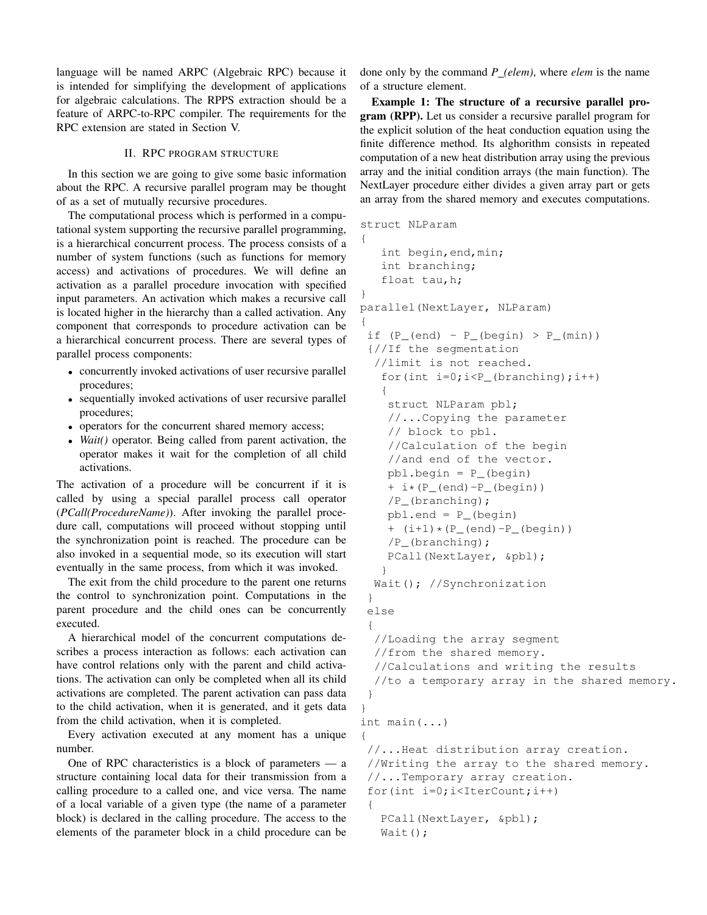language will be named ARPC (Algebraic RPC) because it is intended for simplifying the development of applications for algebraic calculations. The RPPS extraction should be a feature of ARPC-to-RPC compiler. The requirements for the RPC extension are stated in Section V.

## II. RPC PROGRAM STRUCTURE

In this section we are going to give some basic information about the RPC. A recursive parallel program may be thought of as a set of mutually recursive procedures.

The computational process which is performed in a computational system supporting the recursive parallel programming, is a hierarchical concurrent process. The process consists of a number of system functions (such as functions for memory access) and activations of procedures. We will define an activation as a parallel procedure invocation with specified input parameters. An activation which makes a recursive call is located higher in the hierarchy than a called activation. Any component that corresponds to procedure activation can be a hierarchical concurrent process. There are several types of parallel process components:

- concurrently invoked activations of user recursive parallel procedures;
- sequentially invoked activations of user recursive parallel procedures;
- operators for the concurrent shared memory access;
- *Wait()* operator. Being called from parent activation, the operator makes it wait for the completion of all child activations.

The activation of a procedure will be concurrent if it is called by using a special parallel process call operator (*PCall(ProcedureName)*). After invoking the parallel procedure call, computations will proceed without stopping until the synchronization point is reached. The procedure can be also invoked in a sequential mode, so its execution will start eventually in the same process, from which it was invoked.

The exit from the child procedure to the parent one returns the control to synchronization point. Computations in the parent procedure and the child ones can be concurrently executed.

A hierarchical model of the concurrent computations describes a process interaction as follows: each activation can have control relations only with the parent and child activations. The activation can only be completed when all its child activations are completed. The parent activation can pass data to the child activation, when it is generated, and it gets data from the child activation, when it is completed.

Every activation executed at any moment has a unique number.

One of RPC characteristics is a block of parameters — a structure containing local data for their transmission from a calling procedure to a called one, and vice versa. The name of a local variable of a given type (the name of a parameter block) is declared in the calling procedure. The access to the elements of the parameter block in a child procedure can be done only by the command *P_(elem)*, where *elem* is the name of a structure element.

**Example 1: The structure of a recursive parallel program (RPP).** Let us consider a recursive parallel program for the explicit solution of the heat conduction equation using the finite difference method. Its alghorithm consists in repeated computation of a new heat distribution array using the previous array and the initial condition arrays (the main function). The NextLayer procedure either divides a given array part or gets an array from the shared memory and executes computations.

```
struct NLParam
{
   int begin,end,min;
   int branching;
   float tau,h;
}
parallel(NextLayer, NLParam)
{
 if (P_(end) - P_(begin) > P_(min))
 {//If the segmentation
  //limit is not reached.
   for(int i=0;i<P_(branching);i++)
   {
    struct NLParam pbl;
    //...Copying the parameter
    // block to pbl.
    //Calculation of the begin
    //and end of the vector.
    pbl.begin = P_(begin)
    + i*(P_(end)-P_(begin))
    /P_(branching);
    pbl.end = P_(begin)
    + (i+1)*(P_(end)-P_(begin))
    /P_(branching);
    PCall(NextLayer, &pbl);
   }
  Wait(); //Synchronization
 }
 else
 {
  //Loading the array segment
  //from the shared memory.
  //Calculations and writing the results
  //to a temporary array in the shared memory.
 }
}
int main(...)
{
 //...Heat distribution array creation.
 //Writing the array to the shared memory.
 //...Temporary array creation.
 for(int i=0;i<IterCount;i++)
 {
   PCall(NextLayer, &pbl);
   Wait();
```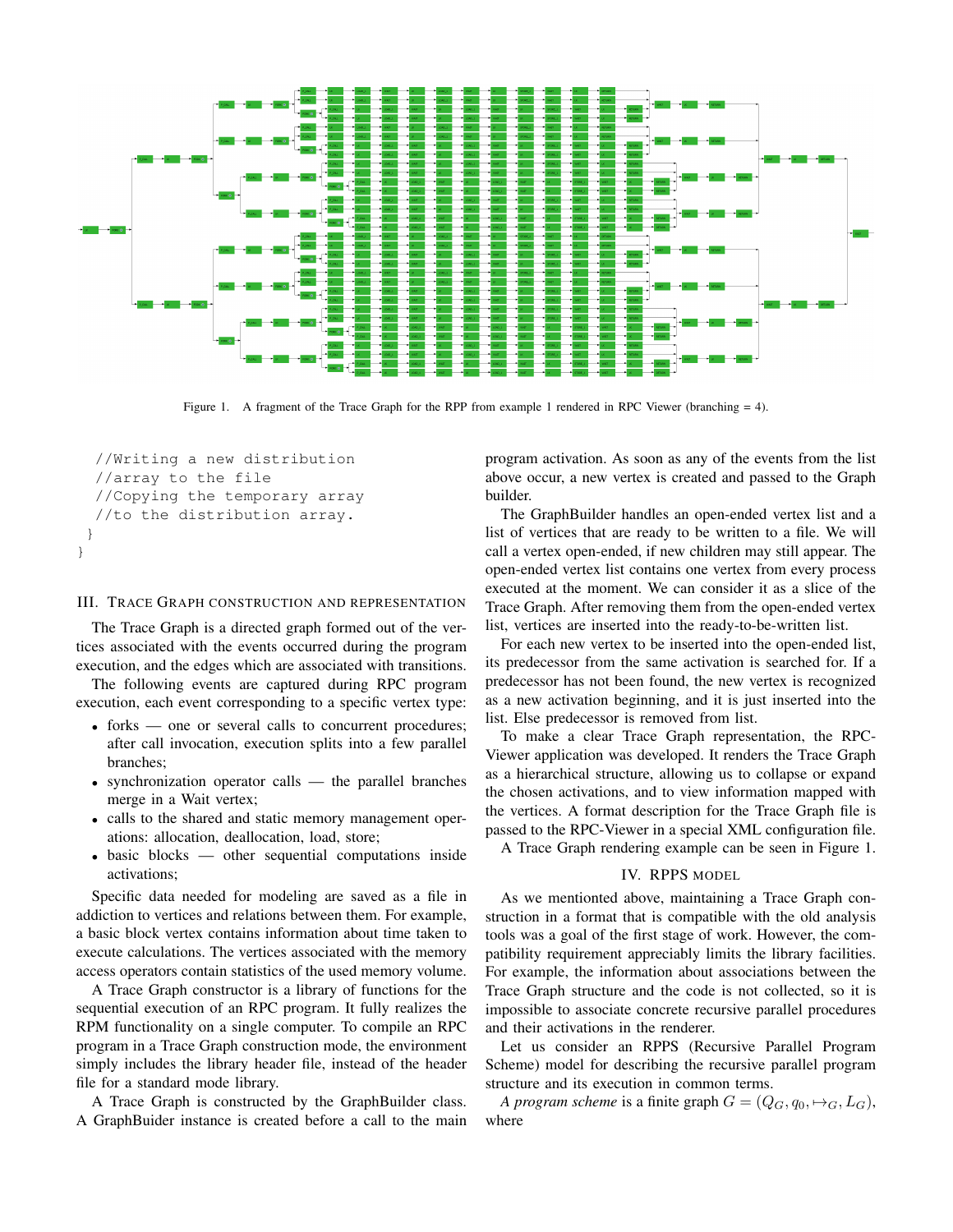Figure 1. A fragment of the Trace Graph for the RPP from example 1 rendered in RPC Viewer (branching = 4).

```
  //Writing a new distribution
  //array to the file
  //Copying the temporary array
  //to the distribution array.
 }
}
```

## III. Trace Graph construction and representation

The Trace Graph is a directed graph formed out of the vertices associated with the events occurred during the program execution, and the edges which are associated with transitions.

The following events are captured during RPC program execution, each event corresponding to a specific vertex type:

- forks — one or several calls to concurrent procedures; after call invocation, execution splits into a few parallel branches;
- synchronization operator calls — the parallel branches merge in a Wait vertex;
- calls to the shared and static memory management operations: allocation, deallocation, load, store;
- basic blocks — other sequential computations inside activations;

Specific data needed for modeling are saved as a file in addiction to vertices and relations between them. For example, a basic block vertex contains information about time taken to execute calculations. The vertices associated with the memory access operators contain statistics of the used memory volume.

A Trace Graph constructor is a library of functions for the sequential execution of an RPC program. It fully realizes the RPM functionality on a single computer. To compile an RPC program in a Trace Graph construction mode, the environment simply includes the library header file, instead of the header file for a standard mode library.

A Trace Graph is constructed by the GraphBuilder class. A GraphBuider instance is created before a call to the main program activation. As soon as any of the events from the list above occur, a new vertex is created and passed to the Graph builder.

The GraphBuilder handles an open-ended vertex list and a list of vertices that are ready to be written to a file. We will call a vertex open-ended, if new children may still appear. The open-ended vertex list contains one vertex from every process executed at the moment. We can consider it as a slice of the Trace Graph. After removing them from the open-ended vertex list, vertices are inserted into the ready-to-be-written list.

For each new vertex to be inserted into the open-ended list, its predecessor from the same activation is searched for. If a predecessor has not been found, the new vertex is recognized as a new activation beginning, and it is just inserted into the list. Else predecessor is removed from list.

To make a clear Trace Graph representation, the RPC-Viewer application was developed. It renders the Trace Graph as a hierarchical structure, allowing us to collapse or expand the chosen activations, and to view information mapped with the vertices. A format description for the Trace Graph file is passed to the RPC-Viewer in a special XML configuration file.

A Trace Graph rendering example can be seen in Figure 1.

## IV. RPPS model

As we mentionted above, maintaining a Trace Graph construction in a format that is compatible with the old analysis tools was a goal of the first stage of work. However, the compatibility requirement appreciably limits the library facilities. For example, the information about associations between the Trace Graph structure and the code is not collected, so it is impossible to associate concrete recursive parallel procedures and their activations in the renderer.

Let us consider an RPPS (Recursive Parallel Program Scheme) model for describing the recursive parallel program structure and its execution in common terms.

*A program scheme* is a finite graph $G = (Q_G, q_0, \mapsto_G, L_G)$, where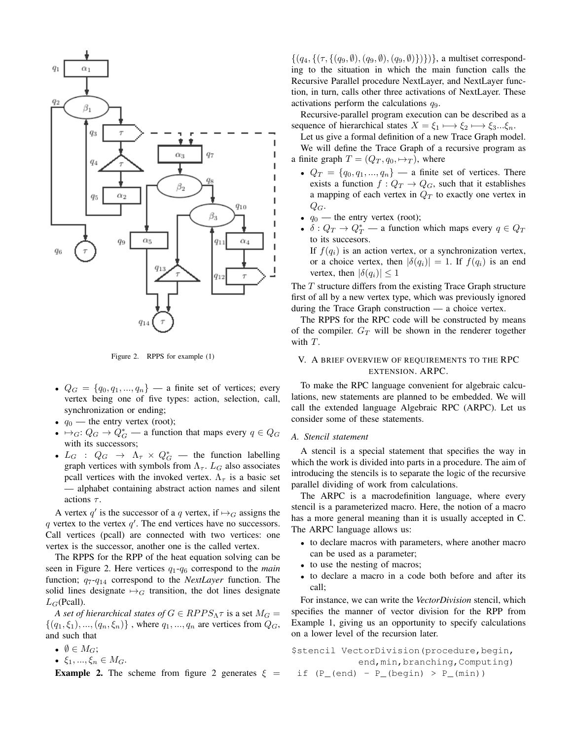Figure 2. RPPS for example (1)

- $Q_G = \{q_0, q_1, ..., q_n\}$ — a finite set of vertices; every vertex being one of five types: action, selection, call, synchronization or ending;
- $q_0$ — the entry vertex (root);
- $\mapsto_G$: $Q_G \rightarrow Q_G^*$ — a function that maps every $q \in Q_G$ with its successors;
- $L_G : Q_G \rightarrow \Lambda_\tau \times Q_G^*$ — the function labelling graph vertices with symbols from $\Lambda_\tau$. $L_G$ also associates pcall vertices with the invoked vertex. $\Lambda_\tau$ is a basic set — alphabet containing abstract action names and silent actions $\tau$.

A vertex $q'$ is the successor of a $q$ vertex, if $\mapsto_G$ assigns the $q$ vertex to the vertex $q'$. The end vertices have no successors. Call vertices (pcall) are connected with two vertices: one vertex is the successor, another one is the called vertex.

The RPPS for the RPP of the heat equation solving can be seen in Figure 2. Here vertices $q_1$-$q_6$ correspond to the *main* function; $q_7$-$q_{14}$ correspond to the *NextLayer* function. The solid lines designate $\mapsto_G$ transition, the dot lines designate $L_G$(Pcall).

*A set of hierarchical states of* $G \in RPPS_{\Lambda}\tau$ is a set $M_G = \{(q_1, \xi_1), ..., (q_n, \xi_n)\}$ , where $q_1, ..., q_n$ are vertices from $Q_G$, and such that

- $\emptyset \in M_G$;
- $\xi_1, ..., \xi_n \in M_G$.

**Example 2.** The scheme from figure 2 generates $\xi = \{(q_4, \{(\tau, \{(q_9, \emptyset), (q_9, \emptyset), (q_9, \emptyset)\})\})\}$, a multiset corresponding to the situation in which the main function calls the Recursive Parallel procedure NextLayer, and NextLayer function, in turn, calls other three activations of NextLayer. These activations perform the calculations $q_9$.

Recursive-parallel program execution can be described as a sequence of hierarchical states $X = \xi_1 \longmapsto \xi_2 \longmapsto \xi_3 ... \xi_n$.

Let us give a formal definition of a new Trace Graph model.

We will define the Trace Graph of a recursive program as a finite graph $T = (Q_T, q_0, \mapsto_T)$, where

- $Q_T = \{q_0, q_1, ..., q_n\}$ — a finite set of vertices. There exists a function $f : Q_T \rightarrow Q_G$, such that it establishes a mapping of each vertex in $Q_T$ to exactly one vertex in $Q_G$.
- $q_0$ — the entry vertex (root);
- $\delta : Q_T \rightarrow Q_T^*$ — a function which maps every $q \in Q_T$ to its succesors.
  If $f(q_i)$ is an action vertex, or a synchronization vertex, or a choice vertex, then $|\delta(q_i)| = 1$. If $f(q_i)$ is an end vertex, then $|\delta(q_i)| \leq 1$

The $T$ structure differs from the existing Trace Graph structure first of all by a new vertex type, which was previously ignored during the Trace Graph construction — a choice vertex.

The RPPS for the RPC code will be constructed by means of the compiler. $G_T$ will be shown in the renderer together with $T$.

## V. A brief overview of requirements to the RPC extension. ARPC.

To make the RPC language convenient for algebraic calculations, new statements are planned to be embedded. We will call the extended language Algebraic RPC (ARPC). Let us consider some of these statements.

### A. Stencil statement

A stencil is a special statement that specifies the way in which the work is divided into parts in a procedure. The aim of introducing the stencils is to separate the logic of the recursive parallel dividing of work from calculations.

The ARPC is a macrodefinition language, where every stencil is a parameterized macro. Here, the notion of a macro has a more general meaning than it is usually accepted in C. The ARPC language allows us:

- to declare macros with parameters, where another macro can be used as a parameter;
- to use the nesting of macros;
- to declare a macro in a code both before and after its call;

For instance, we can write the *VectorDivision* stencil, which specifies the manner of vector division for the RPP from Example 1, giving us an opportunity to specify calculations on a lower level of the recursion later.

```
$stencil VectorDivision(procedure,begin,
            end,min,branching,Computing)
 if (P_(end) - P_(begin) > P_(min))
```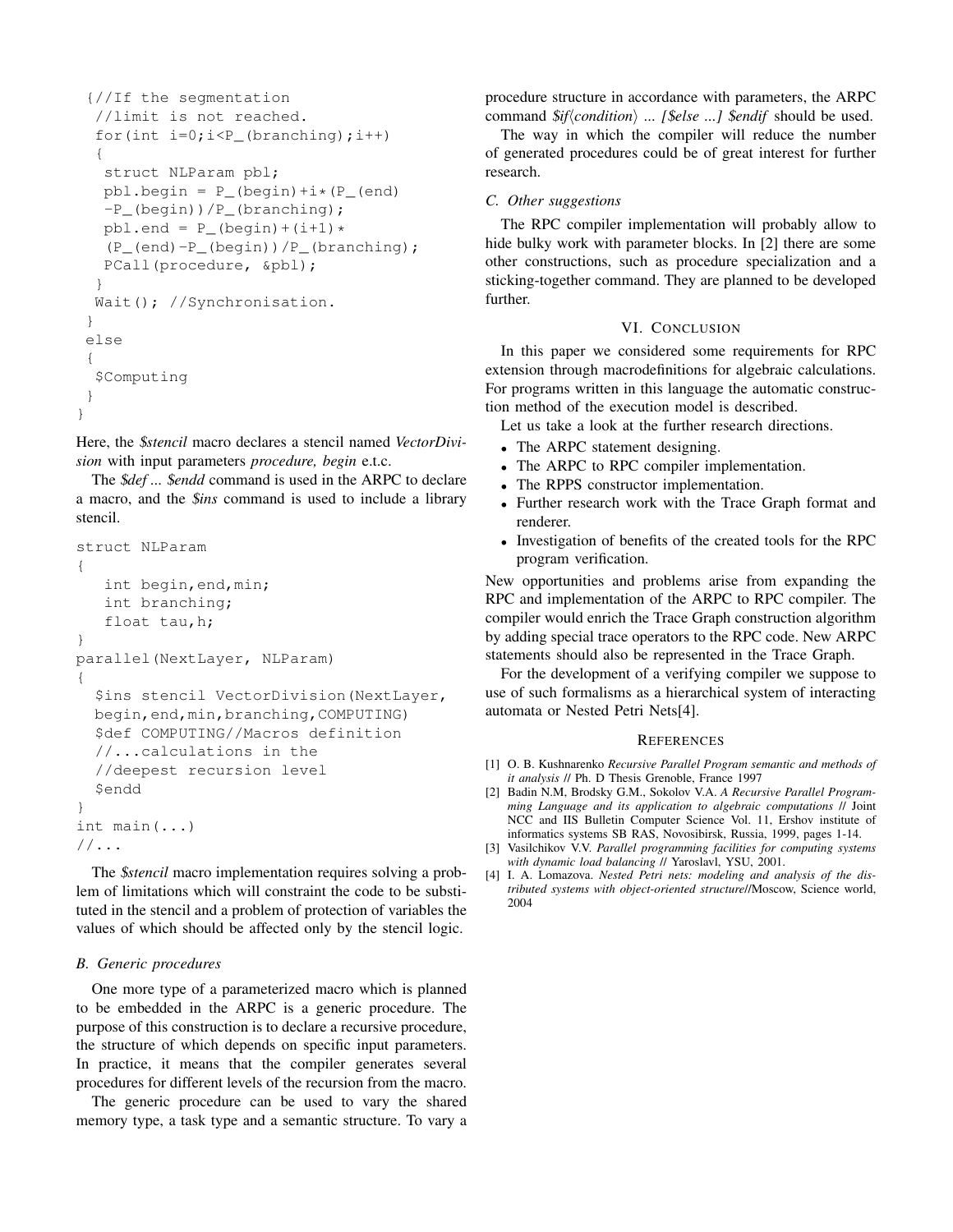```
 {//If the segmentation
  //limit is not reached.
  for(int i=0;i<P_(branching);i++)
  {
   struct NLParam pbl;
   pbl.begin = P_(begin)+i*(P_(end)
   -P_(begin))/P_(branching);
   pbl.end = P_(begin)+(i+1)*
   (P_(end)-P_(begin))/P_(branching);
   PCall(procedure, &pbl);
  }
  Wait(); //Synchronisation.
 }
 else
 {
  $Computing
 }
}
```

Here, the *$stencil* macro declares a stencil named *VectorDivision* with input parameters *procedure, begin* e.t.c.

The *$def ... $endd* command is used in the ARPC to declare a macro, and the *$ins* command is used to include a library stencil.

```
struct NLParam
{
   int begin,end,min;
   int branching;
   float tau,h;
}
parallel(NextLayer, NLParam)
{
  $ins stencil VectorDivision(NextLayer,
  begin,end,min,branching,COMPUTING)
  $def COMPUTING//Macros definition
  //...calculations in the
  //deepest recursion level
  $endd
}
int main(...)
//...
```

The *$stencil* macro implementation requires solving a problem of limitations which will constraint the code to be substituted in the stencil and a problem of protection of variables the values of which should be affected only by the stencil logic.

### B. Generic procedures

One more type of a parameterized macro which is planned to be embedded in the ARPC is a generic procedure. The purpose of this construction is to declare a recursive procedure, the structure of which depends on specific input parameters. In practice, it means that the compiler generates several procedures for different levels of the recursion from the macro.

The generic procedure can be used to vary the shared memory type, a task type and a semantic structure. To vary a procedure structure in accordance with parameters, the ARPC command *$if⟨condition⟩ ... [$else ...] $endif* should be used.

The way in which the compiler will reduce the number of generated procedures could be of great interest for further research.

### C. Other suggestions

The RPC compiler implementation will probably allow to hide bulky work with parameter blocks. In [2] there are some other constructions, such as procedure specialization and a sticking-together command. They are planned to be developed further.

## VI. Conclusion

In this paper we considered some requirements for RPC extension through macrodefinitions for algebraic calculations. For programs written in this language the automatic construction method of the execution model is described.

Let us take a look at the further research directions.

- The ARPC statement designing.
- The ARPC to RPC compiler implementation.
- The RPPS constructor implementation.
- Further research work with the Trace Graph format and renderer.
- Investigation of benefits of the created tools for the RPC program verification.

New opportunities and problems arise from expanding the RPC and implementation of the ARPC to RPC compiler. The compiler would enrich the Trace Graph construction algorithm by adding special trace operators to the RPC code. New ARPC statements should also be represented in the Trace Graph.

For the development of a verifying compiler we suppose to use of such formalisms as a hierarchical system of interacting automata or Nested Petri Nets[4].

## References

[1] O. B. Kushnarenko *Recursive Parallel Program semantic and methods of it analysis* // Ph. D Thesis Grenoble, France 1997

[2] Badin N.M, Brodsky G.M., Sokolov V.A. *A Recursive Parallel Programming Language and its application to algebraic computations* // Joint NCC and IIS Bulletin Computer Science Vol. 11, Ershov institute of informatics systems SB RAS, Novosibirsk, Russia, 1999, pages 1-14.

[3] Vasilchikov V.V. *Parallel programming facilities for computing systems with dynamic load balancing* // Yaroslavl, YSU, 2001.

[4] I. A. Lomazova. *Nested Petri nets: modeling and analysis of the distributed systems with object-oriented structure*//Moscow, Science world, 2004